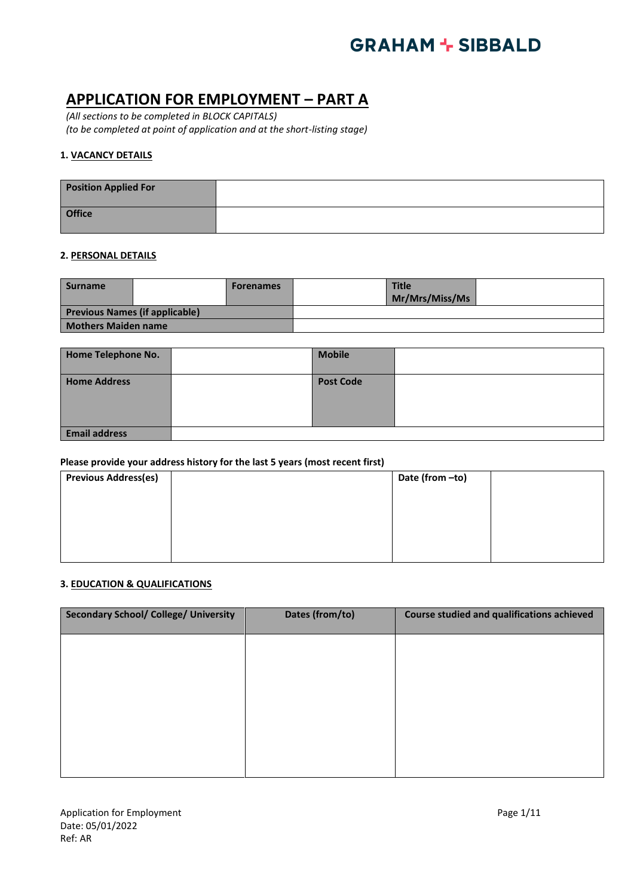GRAHAM + SIBBALD

# APPLICATION FOR EMPLOYMENT – PART A

*(All sections to be completed in BLOCK CAPITALS)*
*(to be completed at point of application and at the short-listing stage)*

### 1. VACANCY DETAILS

| **Position Applied For** | |
|---|---|
| **Office** | |

### 2. PERSONAL DETAILS

| **Surname** | | **Forenames** | | **Title Mr/Mrs/Miss/Ms** | |
|---|---|---|---|---|---|
| **Previous Names (if applicable)** | | | | | |
| **Mothers Maiden name** | | | | | |

| **Home Telephone No.** | | **Mobile** | |
|---|---|---|---|
| **Home Address** | | **Post Code** | |
| **Email address** | | | |

**Please provide your address history for the last 5 years (most recent first)**

| **Previous Address(es)** | | **Date (from –to)** | |
|---|---|---|---|

### 3. EDUCATION & QUALIFICATIONS

| **Secondary School/ College/ University** | **Dates (from/to)** | **Course studied and qualifications achieved** |
|---|---|---|
| | | |

Application for Employment
Date: 05/01/2022
Ref: AR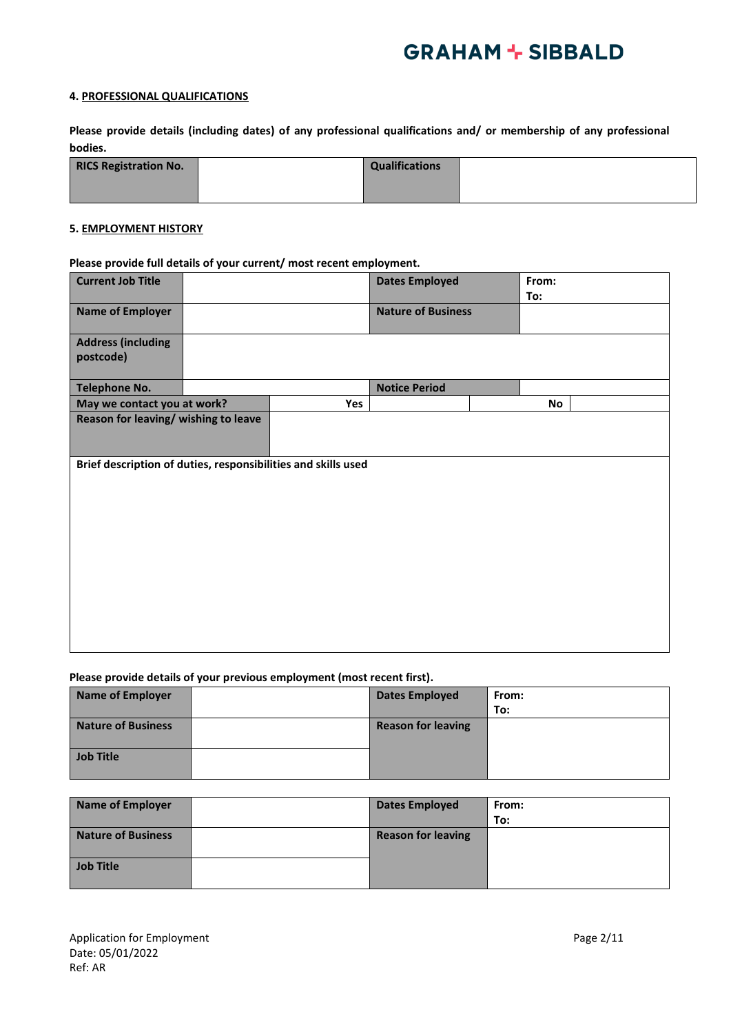**4. PROFESSIONAL QUALIFICATIONS**

**Please provide details (including dates) of any professional qualifications and/ or membership of any professional bodies.**

| RICS Registration No. | | Qualifications | |
|---|---|---|---|

**5. EMPLOYMENT HISTORY**

**Please provide full details of your current/ most recent employment.**

| | | | | | |
|---|---|---|---|---|---|
| **Current Job Title** | | | **Dates Employed** | **From:** **To:** | |
| **Name of Employer** | | | **Nature of Business** | | |
| **Address (including postcode)** | | | | | |
| **Telephone No.** | | | **Notice Period** | | |
| **May we contact you at work?** | **Yes** | | | **No** | |
| **Reason for leaving/ wishing to leave** | | | | | |
| **Brief description of duties, responsibilities and skills used** | | | | | |

**Please provide details of your previous employment (most recent first).**

| | | | |
|---|---|---|---|
| **Name of Employer** | | **Dates Employed** | **From:** **To:** |
| **Nature of Business** | | **Reason for leaving** | |
| **Job Title** | | | |

| | | | |
|---|---|---|---|
| **Name of Employer** | | **Dates Employed** | **From:** **To:** |
| **Nature of Business** | | **Reason for leaving** | |
| **Job Title** | | | |

Application for Employment
Date: 05/01/2022
Ref: AR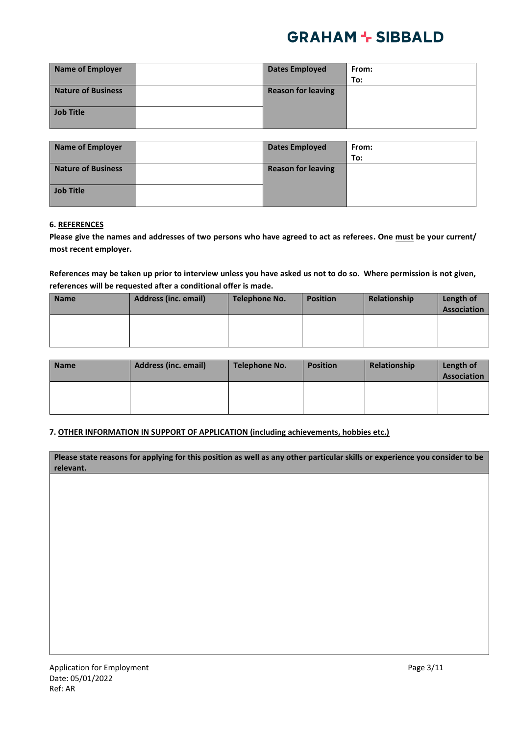| Name of Employer | | Dates Employed | From:<br>To: |
|---|---|---|---|
| Nature of Business | | Reason for leaving | |
| Job Title | | | |

| Name of Employer | | Dates Employed | From:<br>To: |
|---|---|---|---|
| Nature of Business | | Reason for leaving | |
| Job Title | | | |

**6. <u>REFERENCES</u>**

**Please give the names and addresses of two persons who have agreed to act as referees. One <u>must</u> be your current/ most recent employer.**

**References may be taken up prior to interview unless you have asked us not to do so. Where permission is not given, references will be requested after a conditional offer is made.**

| Name | Address (inc. email) | Telephone No. | Position | Relationship | Length of Association |
|---|---|---|---|---|---|
| | | | | | |

| Name | Address (inc. email) | Telephone No. | Position | Relationship | Length of Association |
|---|---|---|---|---|---|
| | | | | | |

**7. <u>OTHER INFORMATION IN SUPPORT OF APPLICATION (including achievements, hobbies etc.)</u>**

| Please state reasons for applying for this position as well as any other particular skills or experience you consider to be relevant. |
|---|
| |

Application for Employment
Date: 05/01/2022
Ref: AR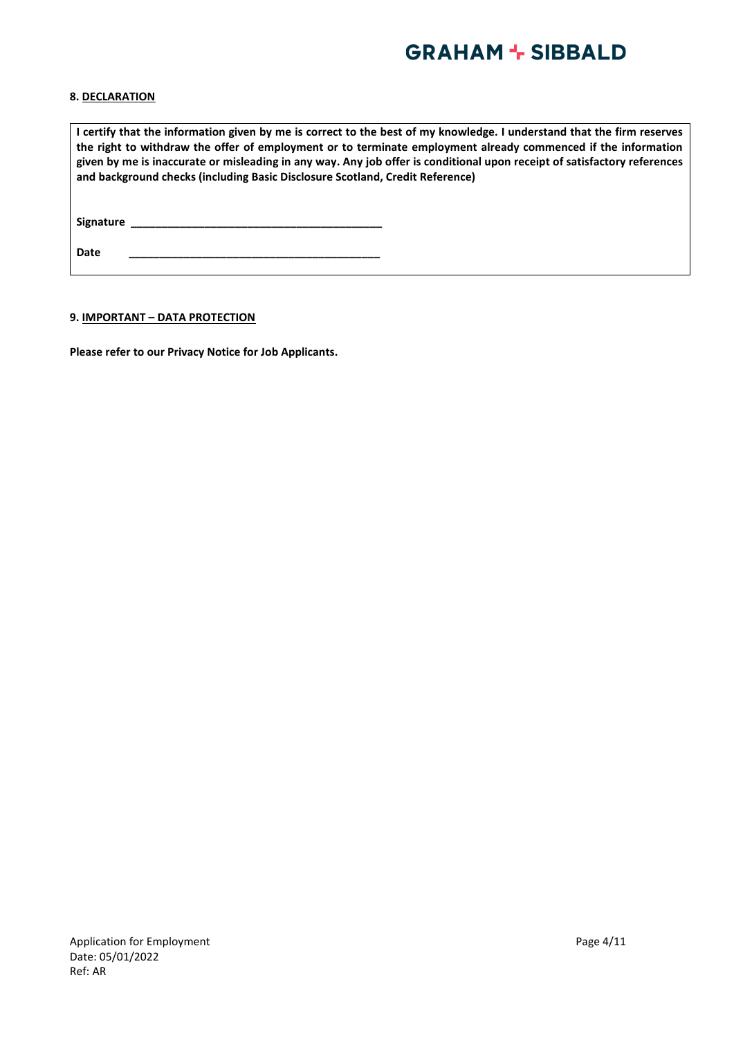### 8. DECLARATION

**I certify that the information given by me is correct to the best of my knowledge. I understand that the firm reserves the right to withdraw the offer of employment or to terminate employment already commenced if the information given by me is inaccurate or misleading in any way. Any job offer is conditional upon receipt of satisfactory references and background checks (including Basic Disclosure Scotland, Credit Reference)**

**Signature** __________________________________________

**Date** __________________________________________

### 9. IMPORTANT – DATA PROTECTION

**Please refer to our Privacy Notice for Job Applicants.**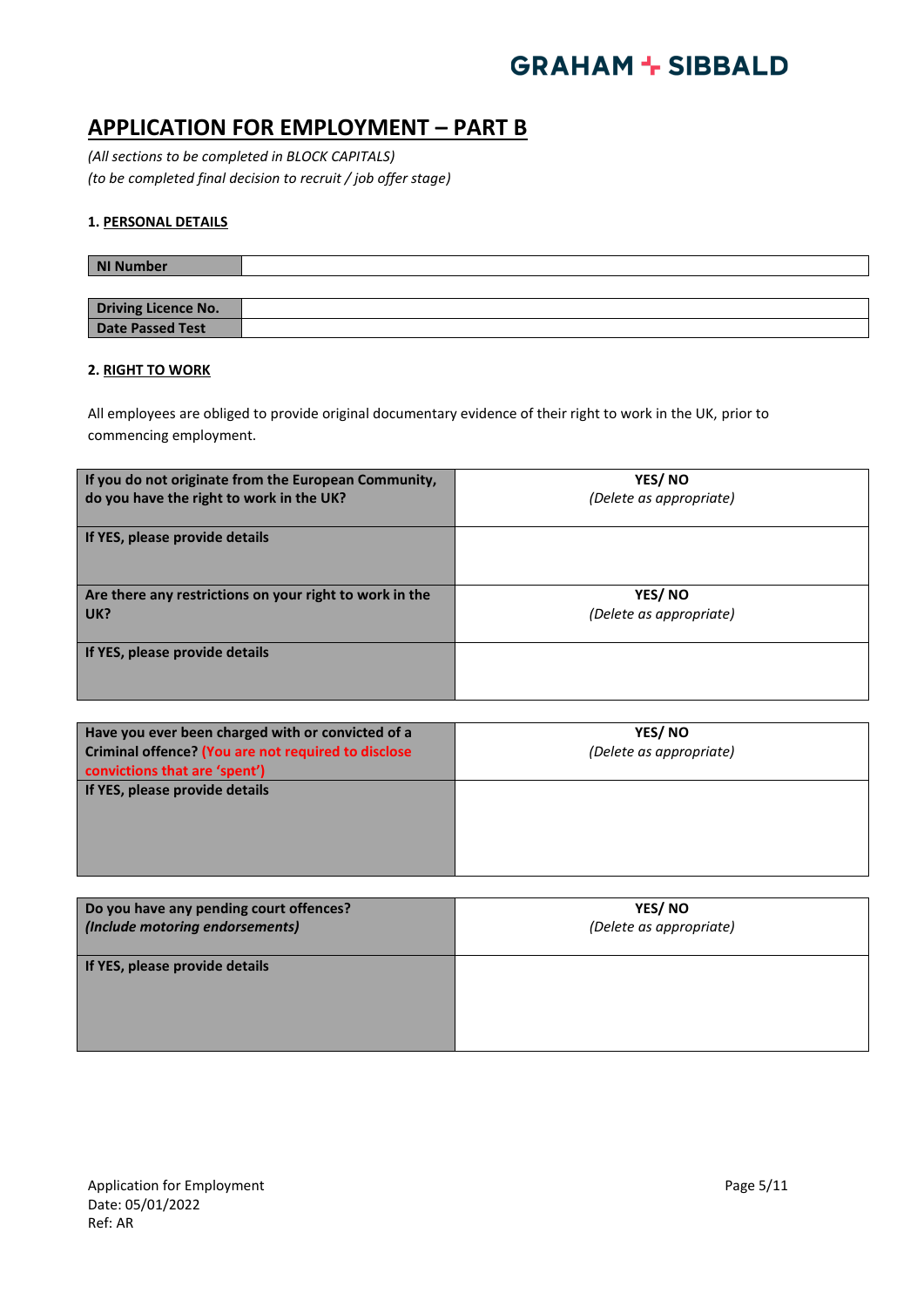GRAHAM + SIBBALD

# APPLICATION FOR EMPLOYMENT – PART B

*(All sections to be completed in BLOCK CAPITALS)*
*(to be completed final decision to recruit / job offer stage)*

### 1. PERSONAL DETAILS

| NI Number | |
|---|---|

| Driving Licence No. | |
|---|---|
| Date Passed Test | |

### 2. RIGHT TO WORK

All employees are obliged to provide original documentary evidence of their right to work in the UK, prior to commencing employment.

| | |
|---|---|
| **If you do not originate from the European Community, do you have the right to work in the UK?** | **YES/ NO** *(Delete as appropriate)* |
| **If YES, please provide details** | |
| **Are there any restrictions on your right to work in the UK?** | **YES/ NO** *(Delete as appropriate)* |
| **If YES, please provide details** | |

| | |
|---|---|
| **Have you ever been charged with or convicted of a Criminal offence? (You are not required to disclose convictions that are 'spent')** | **YES/ NO** *(Delete as appropriate)* |
| **If YES, please provide details** | |

| | |
|---|---|
| **Do you have any pending court offences?** ***(Include motoring endorsements)*** | **YES/ NO** *(Delete as appropriate)* |
| **If YES, please provide details** | |

Application for Employment
Date: 05/01/2022
Ref: AR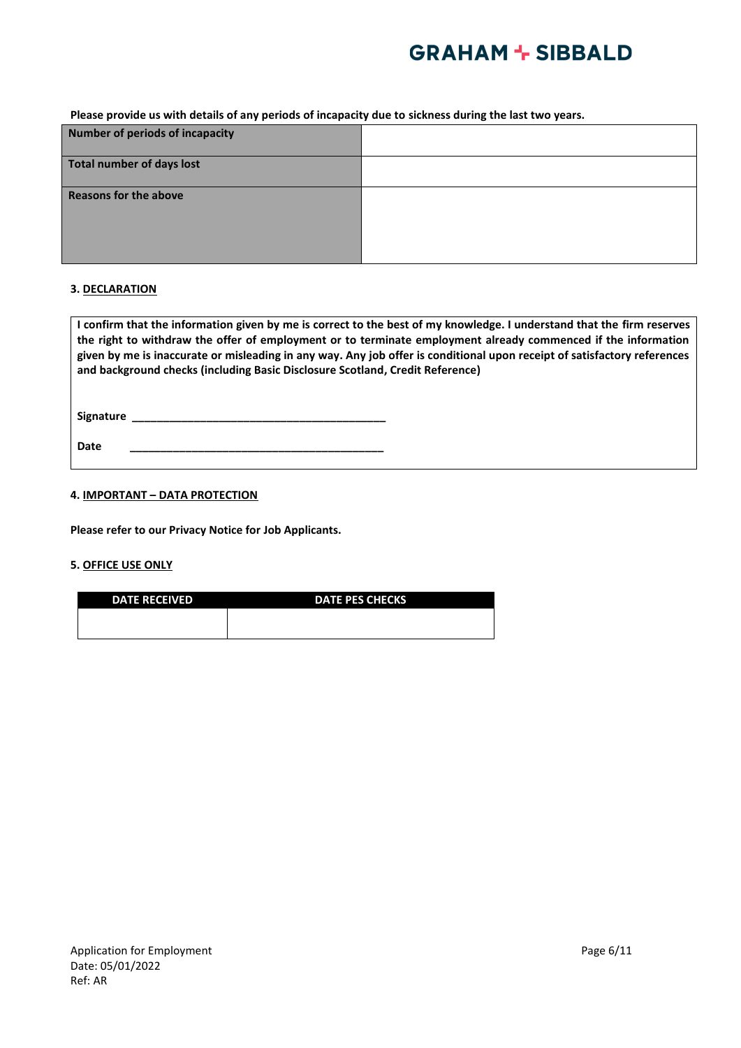**Please provide us with details of any periods of incapacity due to sickness during the last two years.**

| | |
|---|---|
| **Number of periods of incapacity** | |
| **Total number of days lost** | |
| **Reasons for the above** | |

### 3. DECLARATION

**I confirm that the information given by me is correct to the best of my knowledge. I understand that the firm reserves the right to withdraw the offer of employment or to terminate employment already commenced if the information given by me is inaccurate or misleading in any way. Any job offer is conditional upon receipt of satisfactory references and background checks (including Basic Disclosure Scotland, Credit Reference)**

**Signature** ___________________________________________

**Date** ___________________________________________

### 4. IMPORTANT – DATA PROTECTION

**Please refer to our Privacy Notice for Job Applicants.**

### 5. OFFICE USE ONLY

| DATE RECEIVED | DATE PES CHECKS |
|---|---|
| | |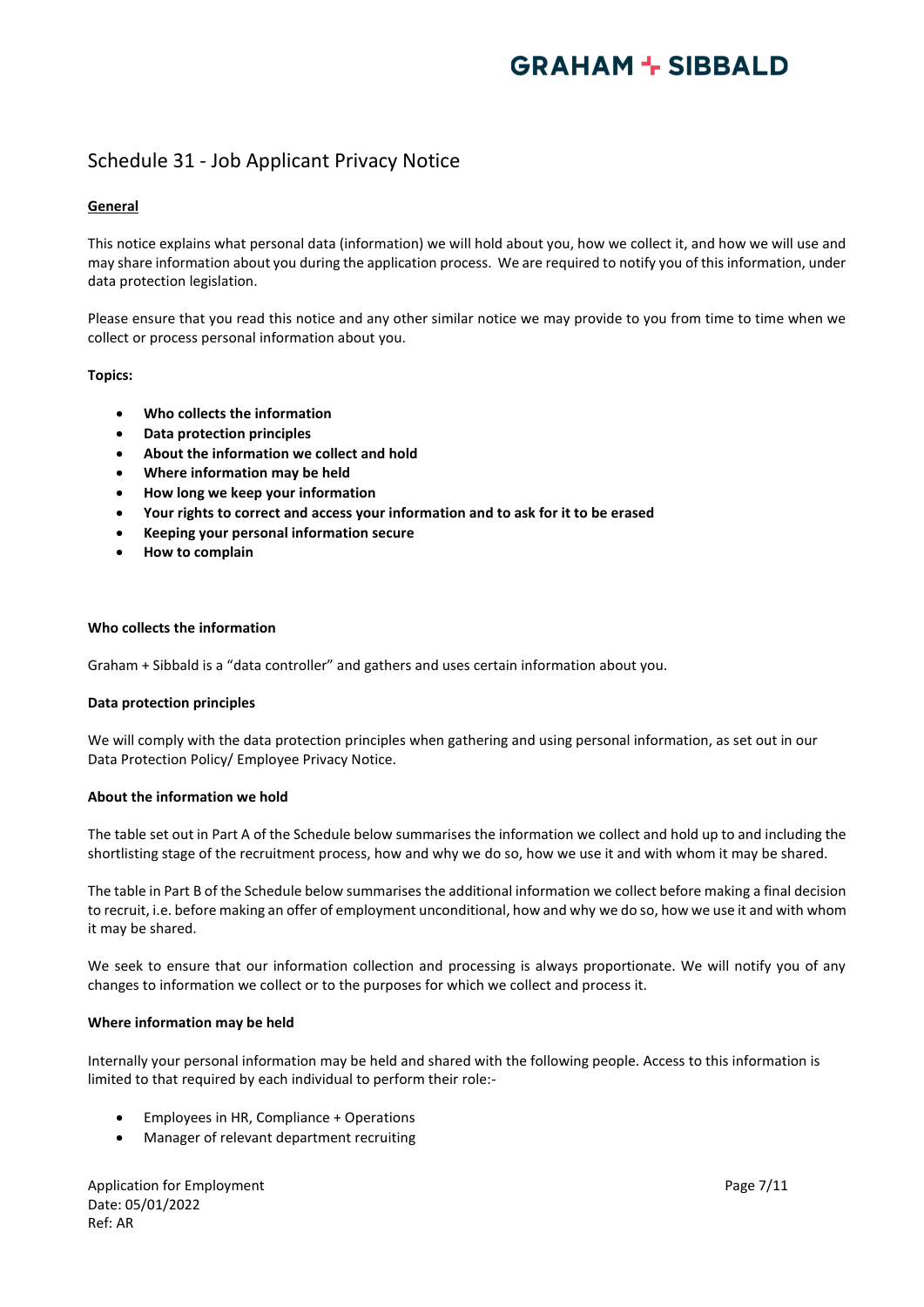# Schedule 31 - Job Applicant Privacy Notice

**General**

This notice explains what personal data (information) we will hold about you, how we collect it, and how we will use and may share information about you during the application process. We are required to notify you of this information, under data protection legislation.

Please ensure that you read this notice and any other similar notice we may provide to you from time to time when we collect or process personal information about you.

**Topics:**

- **Who collects the information**
- **Data protection principles**
- **About the information we collect and hold**
- **Where information may be held**
- **How long we keep your information**
- **Your rights to correct and access your information and to ask for it to be erased**
- **Keeping your personal information secure**
- **How to complain**

**Who collects the information**

Graham + Sibbald is a "data controller" and gathers and uses certain information about you.

**Data protection principles**

We will comply with the data protection principles when gathering and using personal information, as set out in our Data Protection Policy/ Employee Privacy Notice.

**About the information we hold**

The table set out in Part A of the Schedule below summarises the information we collect and hold up to and including the shortlisting stage of the recruitment process, how and why we do so, how we use it and with whom it may be shared.

The table in Part B of the Schedule below summarises the additional information we collect before making a final decision to recruit, i.e. before making an offer of employment unconditional, how and why we do so, how we use it and with whom it may be shared.

We seek to ensure that our information collection and processing is always proportionate. We will notify you of any changes to information we collect or to the purposes for which we collect and process it.

**Where information may be held**

Internally your personal information may be held and shared with the following people. Access to this information is limited to that required by each individual to perform their role:-

- Employees in HR, Compliance + Operations
- Manager of relevant department recruiting

Application for Employment
Date: 05/01/2022
Ref: AR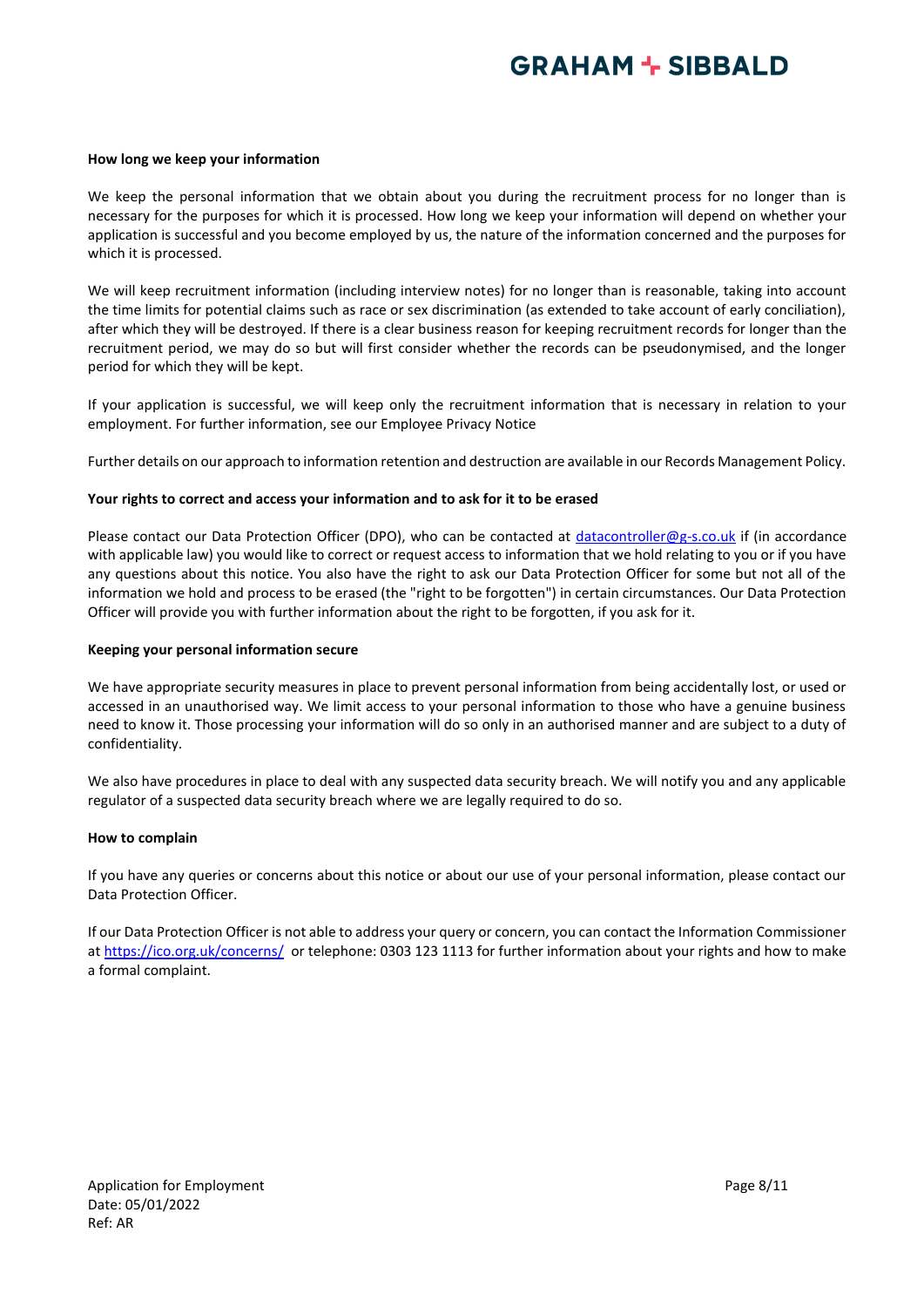### How long we keep your information

We keep the personal information that we obtain about you during the recruitment process for no longer than is necessary for the purposes for which it is processed. How long we keep your information will depend on whether your application is successful and you become employed by us, the nature of the information concerned and the purposes for which it is processed.

We will keep recruitment information (including interview notes) for no longer than is reasonable, taking into account the time limits for potential claims such as race or sex discrimination (as extended to take account of early conciliation), after which they will be destroyed. If there is a clear business reason for keeping recruitment records for longer than the recruitment period, we may do so but will first consider whether the records can be pseudonymised, and the longer period for which they will be kept.

If your application is successful, we will keep only the recruitment information that is necessary in relation to your employment. For further information, see our Employee Privacy Notice

Further details on our approach to information retention and destruction are available in our Records Management Policy.

### Your rights to correct and access your information and to ask for it to be erased

Please contact our Data Protection Officer (DPO), who can be contacted at datacontroller@g-s.co.uk if (in accordance with applicable law) you would like to correct or request access to information that we hold relating to you or if you have any questions about this notice. You also have the right to ask our Data Protection Officer for some but not all of the information we hold and process to be erased (the "right to be forgotten") in certain circumstances. Our Data Protection Officer will provide you with further information about the right to be forgotten, if you ask for it.

### Keeping your personal information secure

We have appropriate security measures in place to prevent personal information from being accidentally lost, or used or accessed in an unauthorised way. We limit access to your personal information to those who have a genuine business need to know it. Those processing your information will do so only in an authorised manner and are subject to a duty of confidentiality.

We also have procedures in place to deal with any suspected data security breach. We will notify you and any applicable regulator of a suspected data security breach where we are legally required to do so.

### How to complain

If you have any queries or concerns about this notice or about our use of your personal information, please contact our Data Protection Officer.

If our Data Protection Officer is not able to address your query or concern, you can contact the Information Commissioner at https://ico.org.uk/concerns/ or telephone: 0303 123 1113 for further information about your rights and how to make a formal complaint.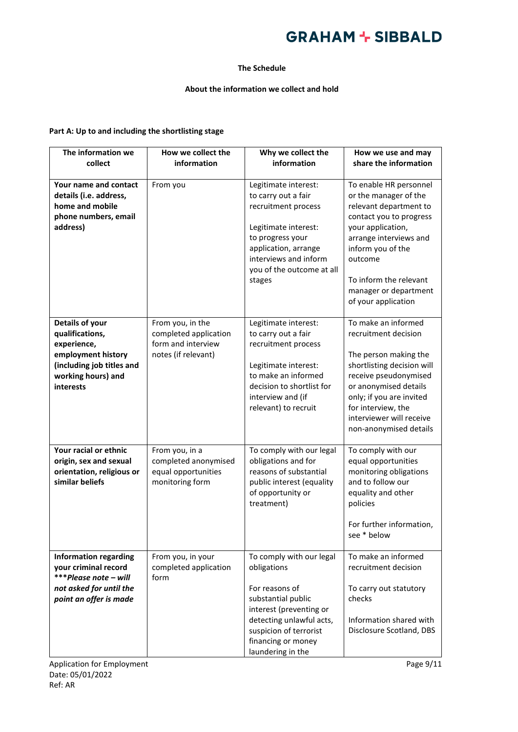**The Schedule**

**About the information we collect and hold**

**Part A: Up to and including the shortlisting stage**

| The information we collect | How we collect the information | Why we collect the information | How we use and may share the information |
|---|---|---|---|
| **Your name and contact details (i.e. address, home and mobile phone numbers, email address)** | From you | Legitimate interest: to carry out a fair recruitment process<br><br>Legitimate interest: to progress your application, arrange interviews and inform you of the outcome at all stages | To enable HR personnel or the manager of the relevant department to contact you to progress your application, arrange interviews and inform you of the outcome<br><br>To inform the relevant manager or department of your application |
| **Details of your qualifications, experience, employment history (including job titles and working hours) and interests** | From you, in the completed application form and interview notes (if relevant) | Legitimate interest: to carry out a fair recruitment process<br><br>Legitimate interest: to make an informed decision to shortlist for interview and (if relevant) to recruit | To make an informed recruitment decision<br><br>The person making the shortlisting decision will receive pseudonymised or anonymised details only; if you are invited for interview, the interviewer will receive non-anonymised details |
| **Your racial or ethnic origin, sex and sexual orientation, religious or similar beliefs** | From you, in a completed anonymised equal opportunities monitoring form | To comply with our legal obligations and for reasons of substantial public interest (equality of opportunity or treatment) | To comply with our equal opportunities monitoring obligations and to follow our equality and other policies<br><br>For further information, see * below |
| **Information regarding your criminal record *****Please note – will not asked for until the point an offer is made*** | From you, in your completed application form | To comply with our legal obligations<br><br>For reasons of substantial public interest (preventing or detecting unlawful acts, suspicion of terrorist financing or money laundering in the | To make an informed recruitment decision<br><br>To carry out statutory checks<br><br>Information shared with Disclosure Scotland, DBS |

Application for Employment
Date: 05/01/2022
Ref: AR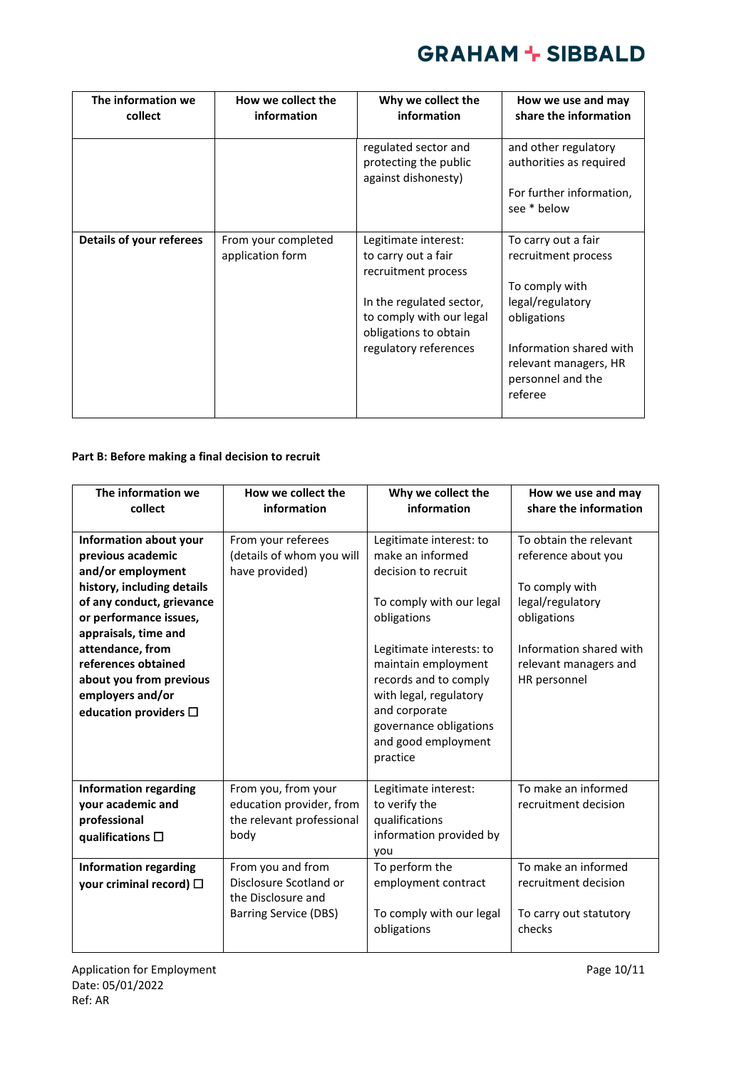| The information we collect | How we collect the information | Why we collect the information | How we use and may share the information |
|---|---|---|---|
| | | regulated sector and protecting the public against dishonesty) | and other regulatory authorities as required<br><br>For further information, see * below |
| **Details of your referees** | From your completed application form | Legitimate interest: to carry out a fair recruitment process<br><br>In the regulated sector, to comply with our legal obligations to obtain regulatory references | To carry out a fair recruitment process<br><br>To comply with legal/regulatory obligations<br><br>Information shared with relevant managers, HR personnel and the referee |

**Part B: Before making a final decision to recruit**

| The information we collect | How we collect the information | Why we collect the information | How we use and may share the information |
|---|---|---|---|
| **Information about your previous academic and/or employment history, including details of any conduct, grievance or performance issues, appraisals, time and attendance, from references obtained about you from previous employers and/or education providers ☐** | From your referees (details of whom you will have provided) | Legitimate interest: to make an informed decision to recruit<br><br>To comply with our legal obligations<br><br>Legitimate interests: to maintain employment records and to comply with legal, regulatory and corporate governance obligations and good employment practice | To obtain the relevant reference about you<br><br>To comply with legal/regulatory obligations<br><br>Information shared with relevant managers and HR personnel |
| **Information regarding your academic and professional qualifications ☐** | From you, from your education provider, from the relevant professional body | Legitimate interest: to verify the qualifications information provided by you | To make an informed recruitment decision |
| **Information regarding your criminal record) ☐** | From you and from Disclosure Scotland or the Disclosure and Barring Service (DBS) | To perform the employment contract<br><br>To comply with our legal obligations | To make an informed recruitment decision<br><br>To carry out statutory checks |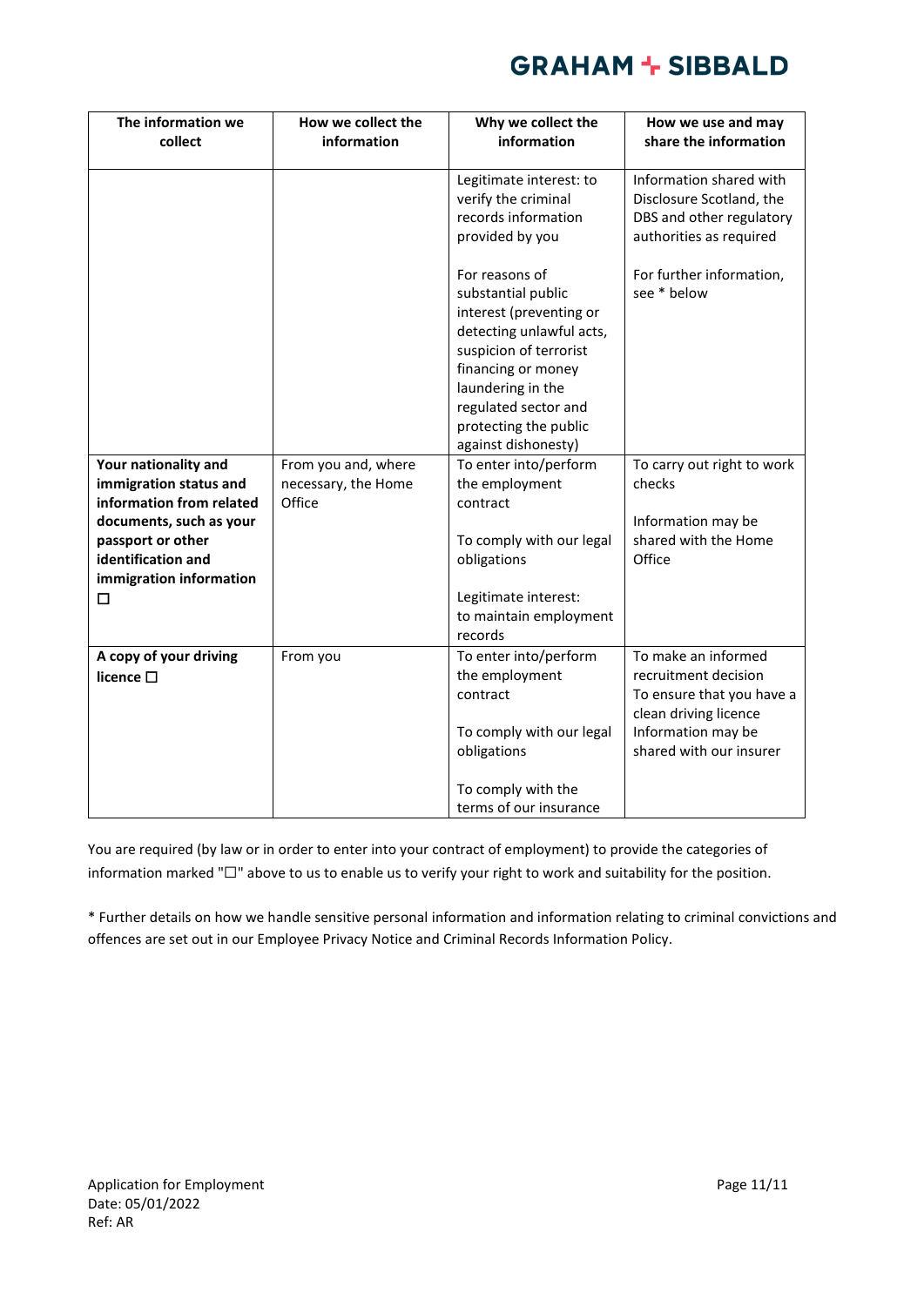| The information we collect | How we collect the information | Why we collect the information | How we use and may share the information |
|---|---|---|---|
| | | Legitimate interest: to verify the criminal records information provided by you<br><br>For reasons of substantial public interest (preventing or detecting unlawful acts, suspicion of terrorist financing or money laundering in the regulated sector and protecting the public against dishonesty) | Information shared with Disclosure Scotland, the DBS and other regulatory authorities as required<br><br>For further information, see * below |
| **Your nationality and immigration status and information from related documents, such as your passport or other identification and immigration information** ☐ | From you and, where necessary, the Home Office | To enter into/perform the employment contract<br><br>To comply with our legal obligations<br><br>Legitimate interest: to maintain employment records | To carry out right to work checks<br><br>Information may be shared with the Home Office |
| **A copy of your driving licence** ☐ | From you | To enter into/perform the employment contract<br><br>To comply with our legal obligations<br><br>To comply with the terms of our insurance | To make an informed recruitment decision<br>To ensure that you have a clean driving licence<br>Information may be shared with our insurer |

You are required (by law or in order to enter into your contract of employment) to provide the categories of information marked "☐" above to us to enable us to verify your right to work and suitability for the position.

* Further details on how we handle sensitive personal information and information relating to criminal convictions and offences are set out in our Employee Privacy Notice and Criminal Records Information Policy.